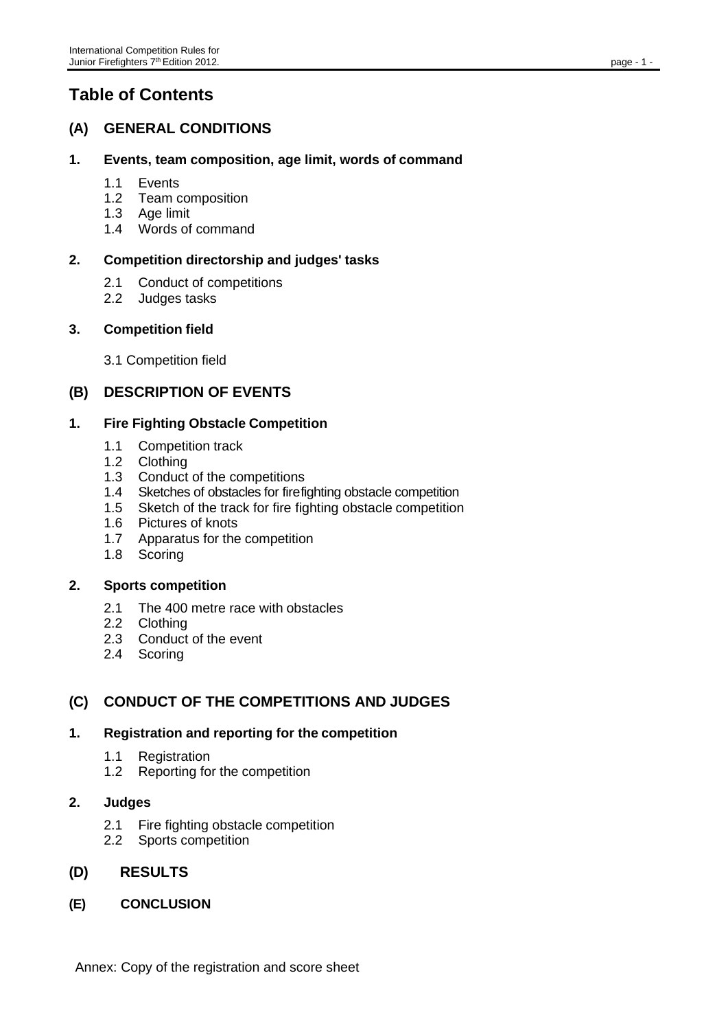# Table of Contents

## (A) GENERAL CONDITIONS

### 1. Events, team composition, age limit, words of command

- 1.1 Events
- 1.2 Team composition
- 1.3 Age limit
- 1.4 Words of command

### 2. Competition directorship and judges' tasks

- 2.1 Conduct of competitions
- 2.2 Judges tasks

### 3. Competition field

- 3.1 Competition field

## (B) DESCRIPTION OF EVENTS

### 1. Fire Fighting Obstacle Competition

- 1.1 Competition track
- 1.2 Clothing
- 1.3 Conduct of the competitions
- 1.4 Sketches of obstacles for firefighting obstacle competition
- 1.5 Sketch of the track for fire fighting obstacle competition
- 1.6 Pictures of knots
- 1.7 Apparatus for the competition
- 1.8 Scoring

### 2. Sports competition

- 2.1 The 400 metre race with obstacles
- 2.2 Clothing
- 2.3 Conduct of the event
- 2.4 Scoring

## (C) CONDUCT OF THE COMPETITIONS AND JUDGES

### 1. Registration and reporting for the competition

- 1.1 Registration
- 1.2 Reporting for the competition

### 2. Judges

- 2.1 Fire fighting obstacle competition
- 2.2 Sports competition

## (D) RESULTS

## (E) CONCLUSION

Annex: Copy of the registration and score sheet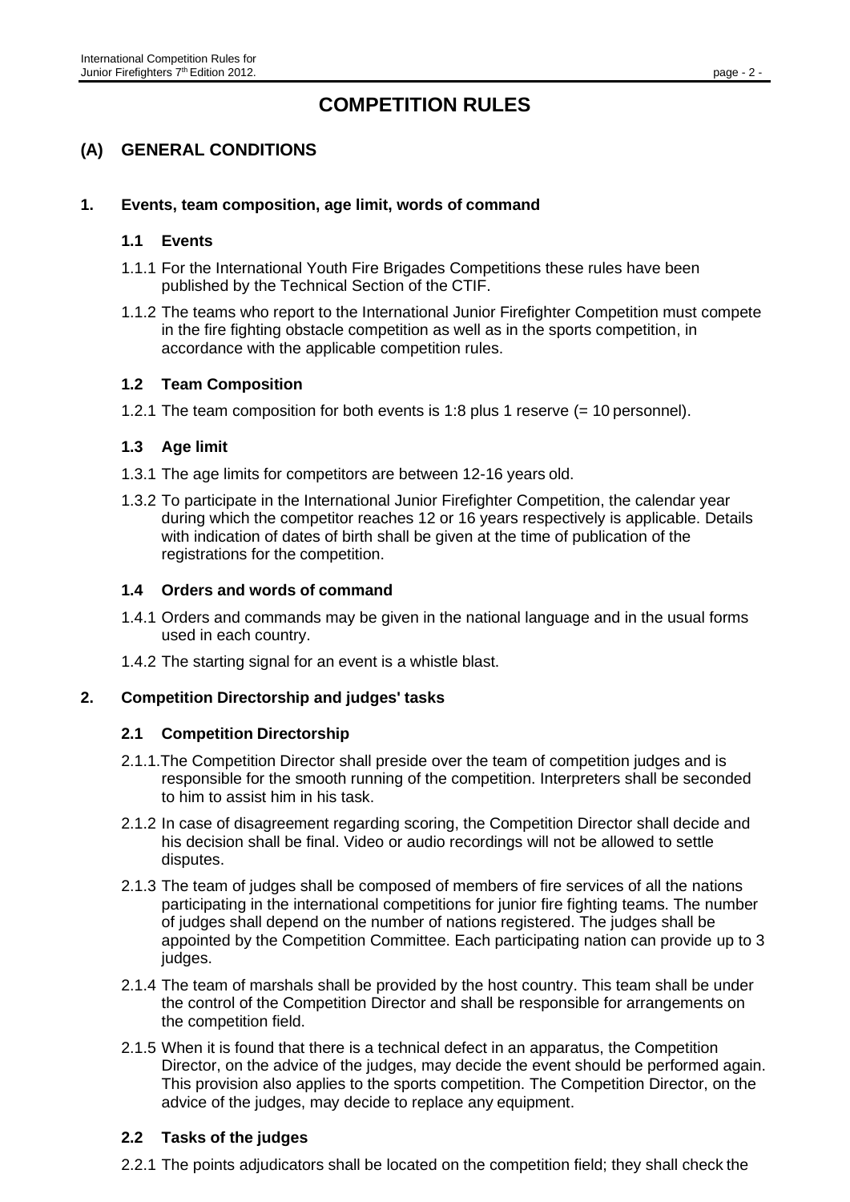# COMPETITION RULES

## (A) GENERAL CONDITIONS

### 1. Events, team composition, age limit, words of command

#### 1.1 Events

1.1.1 For the International Youth Fire Brigades Competitions these rules have been published by the Technical Section of the CTIF.

1.1.2 The teams who report to the International Junior Firefighter Competition must compete in the fire fighting obstacle competition as well as in the sports competition, in accordance with the applicable competition rules.

#### 1.2 Team Composition

1.2.1 The team composition for both events is 1:8 plus 1 reserve (= 10 personnel).

#### 1.3 Age limit

1.3.1 The age limits for competitors are between 12-16 years old.

1.3.2 To participate in the International Junior Firefighter Competition, the calendar year during which the competitor reaches 12 or 16 years respectively is applicable. Details with indication of dates of birth shall be given at the time of publication of the registrations for the competition.

#### 1.4 Orders and words of command

1.4.1 Orders and commands may be given in the national language and in the usual forms used in each country.

1.4.2 The starting signal for an event is a whistle blast.

### 2. Competition Directorship and judges' tasks

#### 2.1 Competition Directorship

2.1.1. The Competition Director shall preside over the team of competition judges and is responsible for the smooth running of the competition. Interpreters shall be seconded to him to assist him in his task.

2.1.2 In case of disagreement regarding scoring, the Competition Director shall decide and his decision shall be final. Video or audio recordings will not be allowed to settle disputes.

2.1.3 The team of judges shall be composed of members of fire services of all the nations participating in the international competitions for junior fire fighting teams. The number of judges shall depend on the number of nations registered. The judges shall be appointed by the Competition Committee. Each participating nation can provide up to 3 judges.

2.1.4 The team of marshals shall be provided by the host country. This team shall be under the control of the Competition Director and shall be responsible for arrangements on the competition field.

2.1.5 When it is found that there is a technical defect in an apparatus, the Competition Director, on the advice of the judges, may decide the event should be performed again. This provision also applies to the sports competition. The Competition Director, on the advice of the judges, may decide to replace any equipment.

#### 2.2 Tasks of the judges

2.2.1 The points adjudicators shall be located on the competition field; they shall check the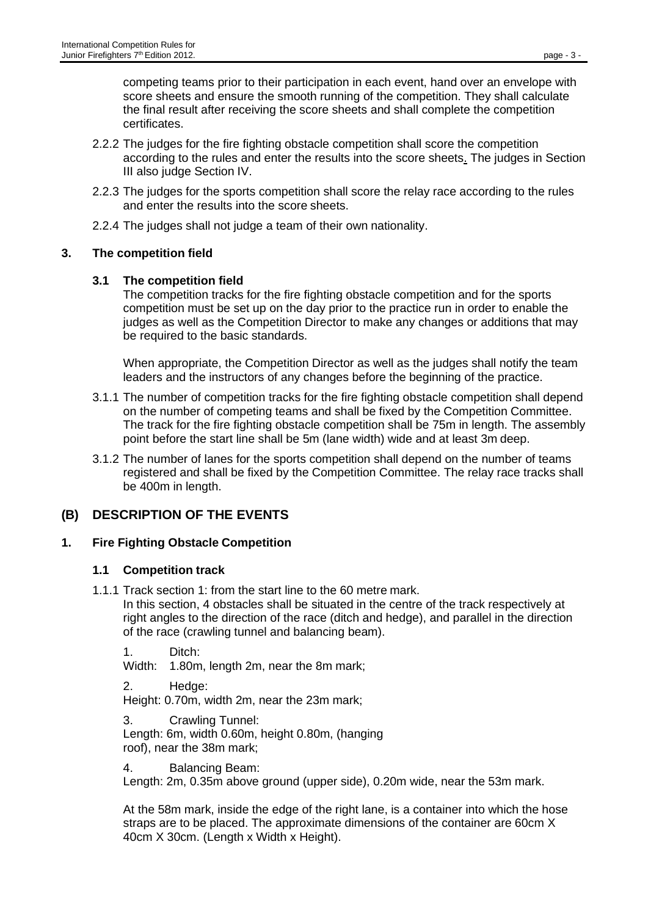competing teams prior to their participation in each event, hand over an envelope with score sheets and ensure the smooth running of the competition. They shall calculate the final result after receiving the score sheets and shall complete the competition certificates.

2.2.2 The judges for the fire fighting obstacle competition shall score the competition according to the rules and enter the results into the score sheets. The judges in Section III also judge Section IV.

2.2.3 The judges for the sports competition shall score the relay race according to the rules and enter the results into the score sheets.

2.2.4 The judges shall not judge a team of their own nationality.

### 3. The competition field

#### 3.1 The competition field

The competition tracks for the fire fighting obstacle competition and for the sports competition must be set up on the day prior to the practice run in order to enable the judges as well as the Competition Director to make any changes or additions that may be required to the basic standards.

When appropriate, the Competition Director as well as the judges shall notify the team leaders and the instructors of any changes before the beginning of the practice.

3.1.1 The number of competition tracks for the fire fighting obstacle competition shall depend on the number of competing teams and shall be fixed by the Competition Committee. The track for the fire fighting obstacle competition shall be 75m in length. The assembly point before the start line shall be 5m (lane width) wide and at least 3m deep.

3.1.2 The number of lanes for the sports competition shall depend on the number of teams registered and shall be fixed by the Competition Committee. The relay race tracks shall be 400m in length.

## (B) DESCRIPTION OF THE EVENTS

### 1. Fire Fighting Obstacle Competition

#### 1.1 Competition track

1.1.1 Track section 1: from the start line to the 60 metre mark.
In this section, 4 obstacles shall be situated in the centre of the track respectively at right angles to the direction of the race (ditch and hedge), and parallel in the direction of the race (crawling tunnel and balancing beam).

1. Ditch:
Width: 1.80m, length 2m, near the 8m mark;

2. Hedge:
Height: 0.70m, width 2m, near the 23m mark;

3. Crawling Tunnel:
Length: 6m, width 0.60m, height 0.80m, (hanging roof), near the 38m mark;

4. Balancing Beam:
Length: 2m, 0.35m above ground (upper side), 0.20m wide, near the 53m mark.

At the 58m mark, inside the edge of the right lane, is a container into which the hose straps are to be placed. The approximate dimensions of the container are 60cm X 40cm X 30cm. (Length x Width x Height).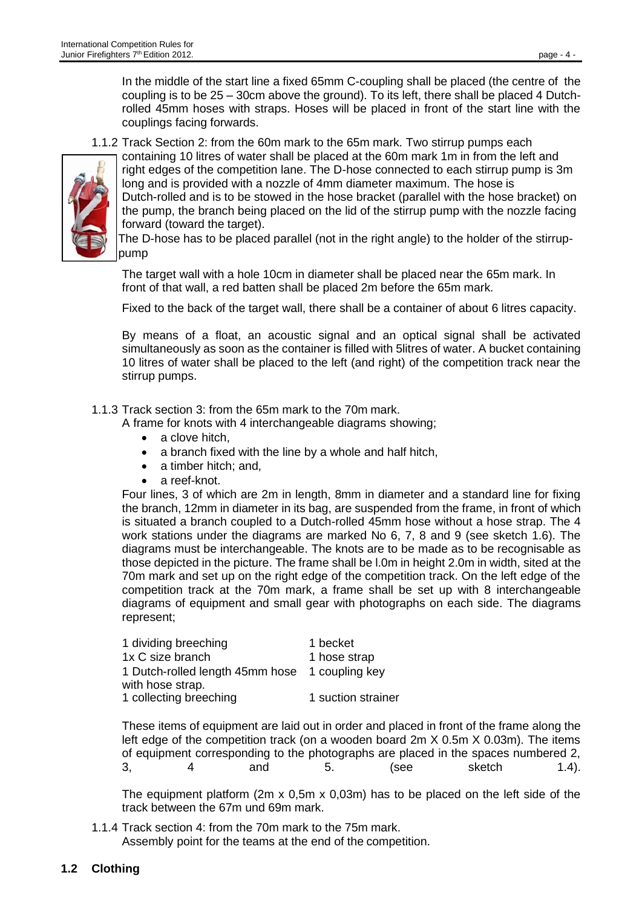In the middle of the start line a fixed 65mm C-coupling shall be placed (the centre of the coupling is to be 25 – 30cm above the ground). To its left, there shall be placed 4 Dutch-rolled 45mm hoses with straps. Hoses will be placed in front of the start line with the couplings facing forwards.

1.1.2 Track Section 2: from the 60m mark to the 65m mark. Two stirrup pumps each containing 10 litres of water shall be placed at the 60m mark 1m in from the left and right edges of the competition lane. The D-hose connected to each stirrup pump is 3m long and is provided with a nozzle of 4mm diameter maximum. The hose is Dutch-rolled and is to be stowed in the hose bracket (parallel with the hose bracket) on the pump, the branch being placed on the lid of the stirrup pump with the nozzle facing forward (toward the target).
The D-hose has to be placed parallel (not in the right angle) to the holder of the stirrup-pump

The target wall with a hole 10cm in diameter shall be placed near the 65m mark. In front of that wall, a red batten shall be placed 2m before the 65m mark.

Fixed to the back of the target wall, there shall be a container of about 6 litres capacity.

By means of a float, an acoustic signal and an optical signal shall be activated simultaneously as soon as the container is filled with 5litres of water. A bucket containing 10 litres of water shall be placed to the left (and right) of the competition track near the stirrup pumps.

1.1.3 Track section 3: from the 65m mark to the 70m mark.
A frame for knots with 4 interchangeable diagrams showing;

- a clove hitch,
- a branch fixed with the line by a whole and half hitch,
- a timber hitch; and,
- a reef-knot.

Four lines, 3 of which are 2m in length, 8mm in diameter and a standard line for fixing the branch, 12mm in diameter in its bag, are suspended from the frame, in front of which is situated a branch coupled to a Dutch-rolled 45mm hose without a hose strap. The 4 work stations under the diagrams are marked No 6, 7, 8 and 9 (see sketch 1.6). The diagrams must be interchangeable. The knots are to be made as to be recognisable as those depicted in the picture. The frame shall be l.0m in height 2.0m in width, sited at the 70m mark and set up on the right edge of the competition track. On the left edge of the competition track at the 70m mark, a frame shall be set up with 8 interchangeable diagrams of equipment and small gear with photographs on each side. The diagrams represent;

| | |
|---|---|
| 1 dividing breeching | 1 becket |
| 1x C size branch | 1 hose strap |
| 1 Dutch-rolled length 45mm hose with hose strap. | 1 coupling key |
| 1 collecting breeching | 1 suction strainer |

These items of equipment are laid out in order and placed in front of the frame along the left edge of the competition track (on a wooden board 2m X 0.5m X 0.03m). The items of equipment corresponding to the photographs are placed in the spaces numbered 2, 3, 4 and 5. (see sketch 1.4).

The equipment platform (2m x 0,5m x 0,03m) has to be placed on the left side of the track between the 67m und 69m mark.

1.1.4 Track section 4: from the 70m mark to the 75m mark.
Assembly point for the teams at the end of the competition.

## 1.2 Clothing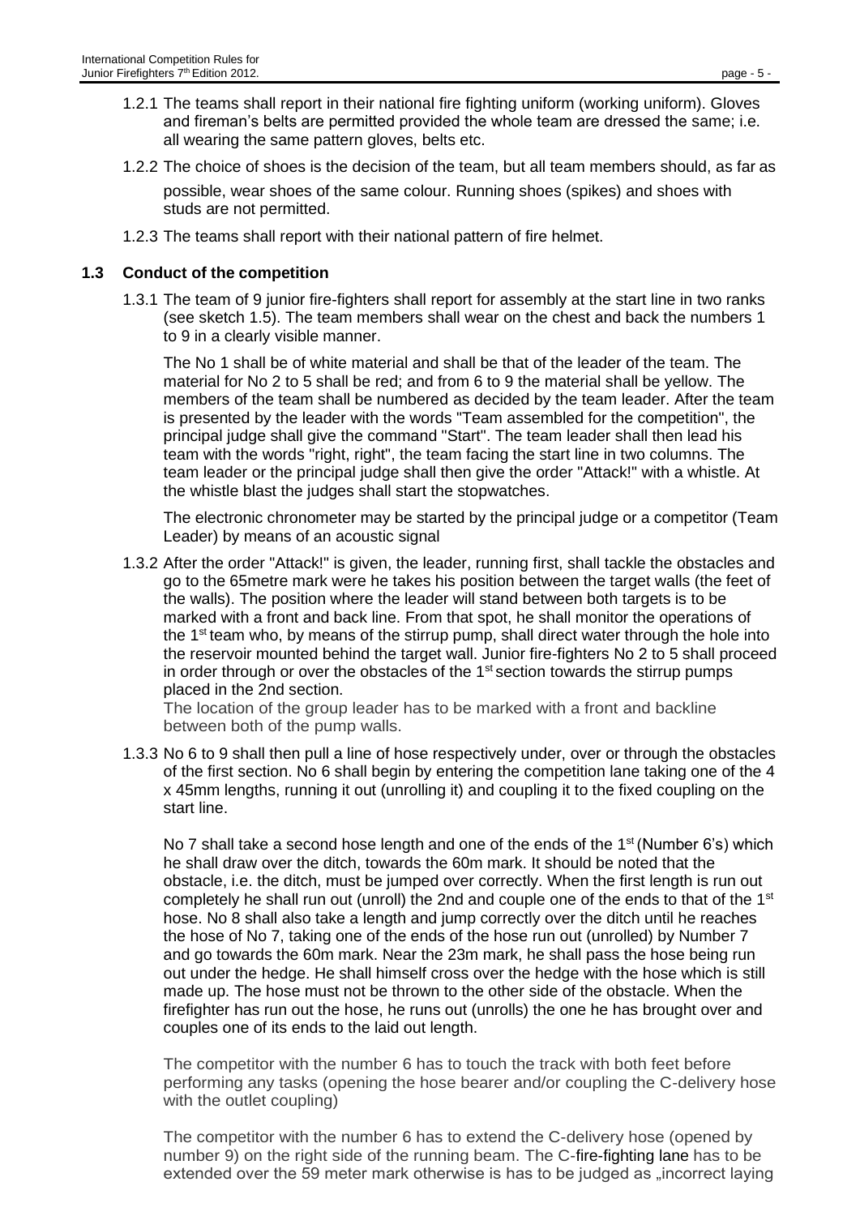1.2.1 The teams shall report in their national fire fighting uniform (working uniform). Gloves and fireman's belts are permitted provided the whole team are dressed the same; i.e. all wearing the same pattern gloves, belts etc.

1.2.2 The choice of shoes is the decision of the team, but all team members should, as far as possible, wear shoes of the same colour. Running shoes (spikes) and shoes with studs are not permitted.

1.2.3 The teams shall report with their national pattern of fire helmet.

### 1.3 Conduct of the competition

1.3.1 The team of 9 junior fire-fighters shall report for assembly at the start line in two ranks (see sketch 1.5). The team members shall wear on the chest and back the numbers 1 to 9 in a clearly visible manner.

The No 1 shall be of white material and shall be that of the leader of the team. The material for No 2 to 5 shall be red; and from 6 to 9 the material shall be yellow. The members of the team shall be numbered as decided by the team leader. After the team is presented by the leader with the words "Team assembled for the competition", the principal judge shall give the command "Start". The team leader shall then lead his team with the words "right, right", the team facing the start line in two columns. The team leader or the principal judge shall then give the order "Attack!" with a whistle. At the whistle blast the judges shall start the stopwatches.

The electronic chronometer may be started by the principal judge or a competitor (Team Leader) by means of an acoustic signal

1.3.2 After the order "Attack!" is given, the leader, running first, shall tackle the obstacles and go to the 65metre mark were he takes his position between the target walls (the feet of the walls). The position where the leader will stand between both targets is to be marked with a front and back line. From that spot, he shall monitor the operations of the 1st team who, by means of the stirrup pump, shall direct water through the hole into the reservoir mounted behind the target wall. Junior fire-fighters No 2 to 5 shall proceed in order through or over the obstacles of the 1st section towards the stirrup pumps placed in the 2nd section.

The location of the group leader has to be marked with a front and backline between both of the pump walls.

1.3.3 No 6 to 9 shall then pull a line of hose respectively under, over or through the obstacles of the first section. No 6 shall begin by entering the competition lane taking one of the 4 x 45mm lengths, running it out (unrolling it) and coupling it to the fixed coupling on the start line.

No 7 shall take a second hose length and one of the ends of the 1st (Number 6's) which he shall draw over the ditch, towards the 60m mark. It should be noted that the obstacle, i.e. the ditch, must be jumped over correctly. When the first length is run out completely he shall run out (unroll) the 2nd and couple one of the ends to that of the 1st hose. No 8 shall also take a length and jump correctly over the ditch until he reaches the hose of No 7, taking one of the ends of the hose run out (unrolled) by Number 7 and go towards the 60m mark. Near the 23m mark, he shall pass the hose being run out under the hedge. He shall himself cross over the hedge with the hose which is still made up. The hose must not be thrown to the other side of the obstacle. When the firefighter has run out the hose, he runs out (unrolls) the one he has brought over and couples one of its ends to the laid out length.

The competitor with the number 6 has to touch the track with both feet before performing any tasks (opening the hose bearer and/or coupling the C-delivery hose with the outlet coupling)

The competitor with the number 6 has to extend the C-delivery hose (opened by number 9) on the right side of the running beam. The C-fire-fighting lane has to be extended over the 59 meter mark otherwise is has to be judged as „incorrect laying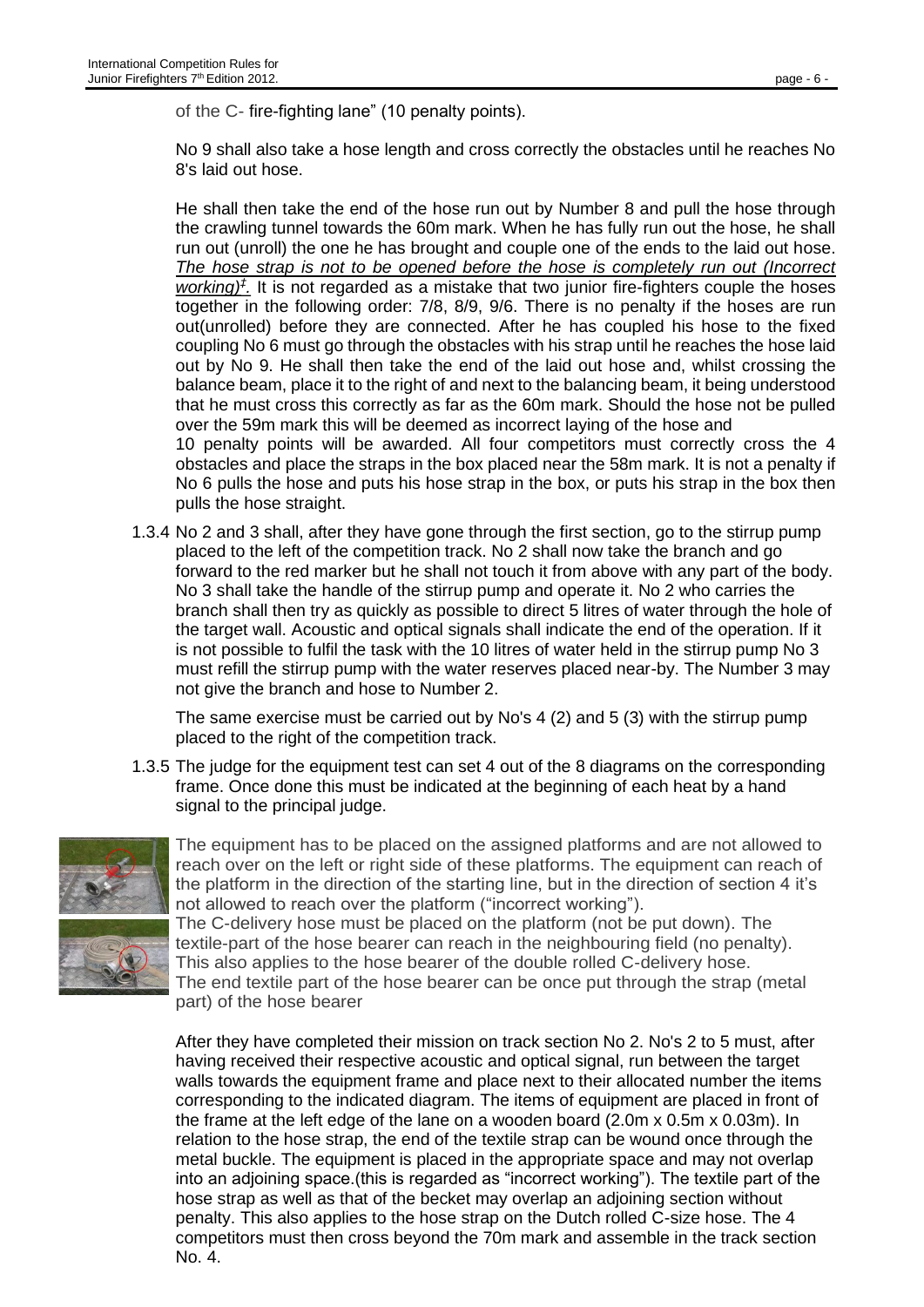of the C- fire-fighting lane" (10 penalty points).

No 9 shall also take a hose length and cross correctly the obstacles until he reaches No 8's laid out hose.

He shall then take the end of the hose run out by Number 8 and pull the hose through the crawling tunnel towards the 60m mark. When he has fully run out the hose, he shall run out (unroll) the one he has brought and couple one of the ends to the laid out hose. ***The hose strap is not to be opened before the hose is completely run out (Incorrect working)[‡].*** It is not regarded as a mistake that two junior fire-fighters couple the hoses together in the following order: 7/8, 8/9, 9/6. There is no penalty if the hoses are run out(unrolled) before they are connected. After he has coupled his hose to the fixed coupling No 6 must go through the obstacles with his strap until he reaches the hose laid out by No 9. He shall then take the end of the laid out hose and, whilst crossing the balance beam, place it to the right of and next to the balancing beam, it being understood that he must cross this correctly as far as the 60m mark. Should the hose not be pulled over the 59m mark this will be deemed as incorrect laying of the hose and 10 penalty points will be awarded. All four competitors must correctly cross the 4 obstacles and place the straps in the box placed near the 58m mark. It is not a penalty if No 6 pulls the hose and puts his hose strap in the box, or puts his strap in the box then pulls the hose straight.

1.3.4 No 2 and 3 shall, after they have gone through the first section, go to the stirrup pump placed to the left of the competition track. No 2 shall now take the branch and go forward to the red marker but he shall not touch it from above with any part of the body. No 3 shall take the handle of the stirrup pump and operate it. No 2 who carries the branch shall then try as quickly as possible to direct 5 litres of water through the hole of the target wall. Acoustic and optical signals shall indicate the end of the operation. If it is not possible to fulfil the task with the 10 litres of water held in the stirrup pump No 3 must refill the stirrup pump with the water reserves placed near-by. The Number 3 may not give the branch and hose to Number 2.

The same exercise must be carried out by No's 4 (2) and 5 (3) with the stirrup pump placed to the right of the competition track.

1.3.5 The judge for the equipment test can set 4 out of the 8 diagrams on the corresponding frame. Once done this must be indicated at the beginning of each heat by a hand signal to the principal judge.

The equipment has to be placed on the assigned platforms and are not allowed to reach over on the left or right side of these platforms. The equipment can reach of the platform in the direction of the starting line, but in the direction of section 4 it's not allowed to reach over the platform ("incorrect working").

The C-delivery hose must be placed on the platform (not be put down). The textile-part of the hose bearer can reach in the neighbouring field (no penalty). This also applies to the hose bearer of the double rolled C-delivery hose. The end textile part of the hose bearer can be once put through the strap (metal part) of the hose bearer

After they have completed their mission on track section No 2. No's 2 to 5 must, after having received their respective acoustic and optical signal, run between the target walls towards the equipment frame and place next to their allocated number the items corresponding to the indicated diagram. The items of equipment are placed in front of the frame at the left edge of the lane on a wooden board (2.0m x 0.5m x 0.03m). In relation to the hose strap, the end of the textile strap can be wound once through the metal buckle. The equipment is placed in the appropriate space and may not overlap into an adjoining space.(this is regarded as "incorrect working"). The textile part of the hose strap as well as that of the becket may overlap an adjoining section without penalty. This also applies to the hose strap on the Dutch rolled C-size hose. The 4 competitors must then cross beyond the 70m mark and assemble in the track section No. 4.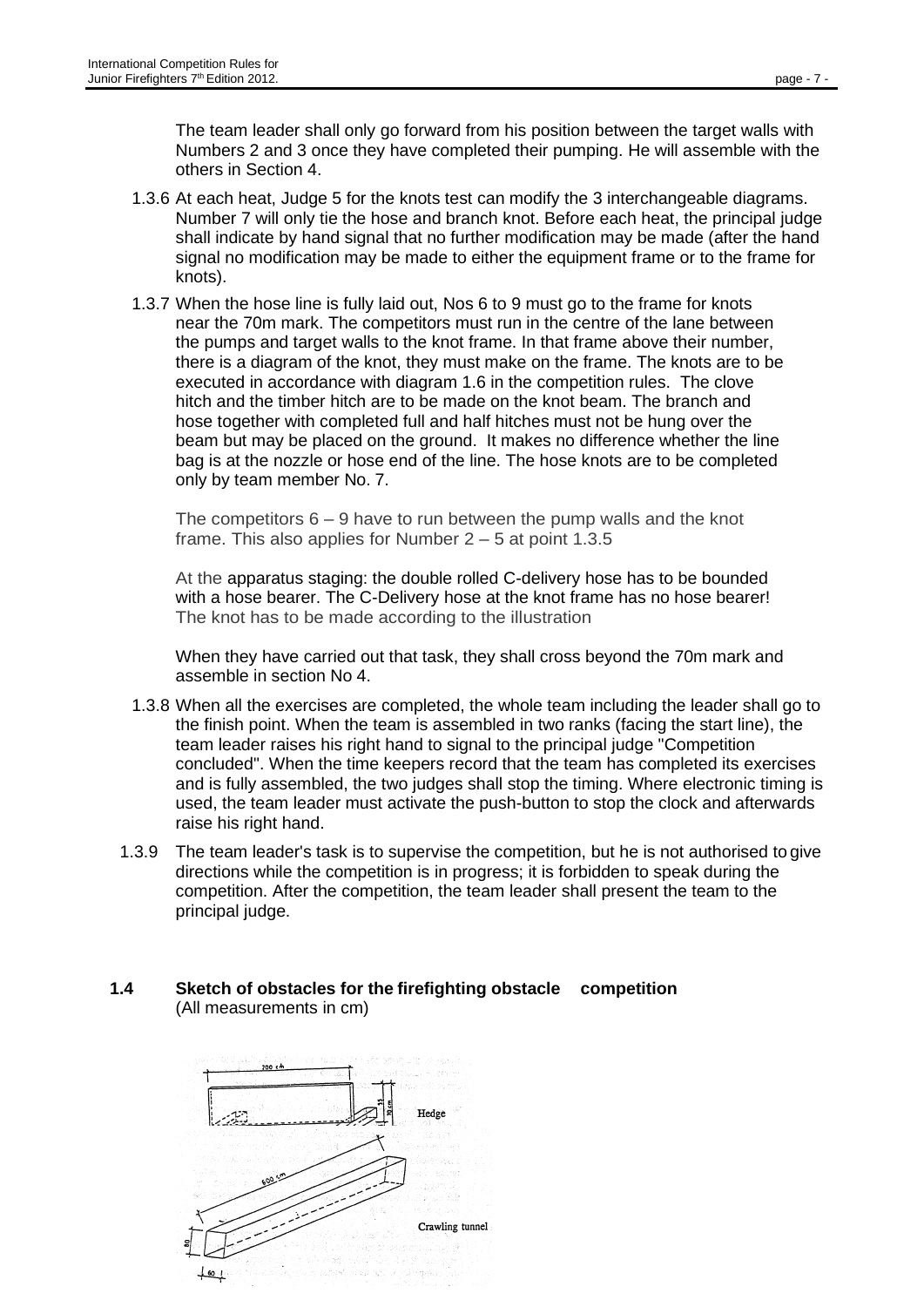The team leader shall only go forward from his position between the target walls with Numbers 2 and 3 once they have completed their pumping. He will assemble with the others in Section 4.

1.3.6 At each heat, Judge 5 for the knots test can modify the 3 interchangeable diagrams. Number 7 will only tie the hose and branch knot. Before each heat, the principal judge shall indicate by hand signal that no further modification may be made (after the hand signal no modification may be made to either the equipment frame or to the frame for knots).

1.3.7 When the hose line is fully laid out, Nos 6 to 9 must go to the frame for knots near the 70m mark. The competitors must run in the centre of the lane between the pumps and target walls to the knot frame. In that frame above their number, there is a diagram of the knot, they must make on the frame. The knots are to be executed in accordance with diagram 1.6 in the competition rules. The clove hitch and the timber hitch are to be made on the knot beam. The branch and hose together with completed full and half hitches must not be hung over the beam but may be placed on the ground. It makes no difference whether the line bag is at the nozzle or hose end of the line. The hose knots are to be completed only by team member No. 7.

The competitors 6 – 9 have to run between the pump walls and the knot frame. This also applies for Number 2 – 5 at point 1.3.5

At the apparatus staging: the double rolled C-delivery hose has to be bounded with a hose bearer. The C-Delivery hose at the knot frame has no hose bearer! The knot has to be made according to the illustration

When they have carried out that task, they shall cross beyond the 70m mark and assemble in section No 4.

1.3.8 When all the exercises are completed, the whole team including the leader shall go to the finish point. When the team is assembled in two ranks (facing the start line), the team leader raises his right hand to signal to the principal judge "Competition concluded". When the time keepers record that the team has completed its exercises and is fully assembled, the two judges shall stop the timing. Where electronic timing is used, the team leader must activate the push-button to stop the clock and afterwards raise his right hand.

1.3.9 The team leader's task is to supervise the competition, but he is not authorised to give directions while the competition is in progress; it is forbidden to speak during the competition. After the competition, the team leader shall present the team to the principal judge.

## 1.4 Sketch of obstacles for the firefighting obstacle competition

(All measurements in cm)

Hedge

Crawling tunnel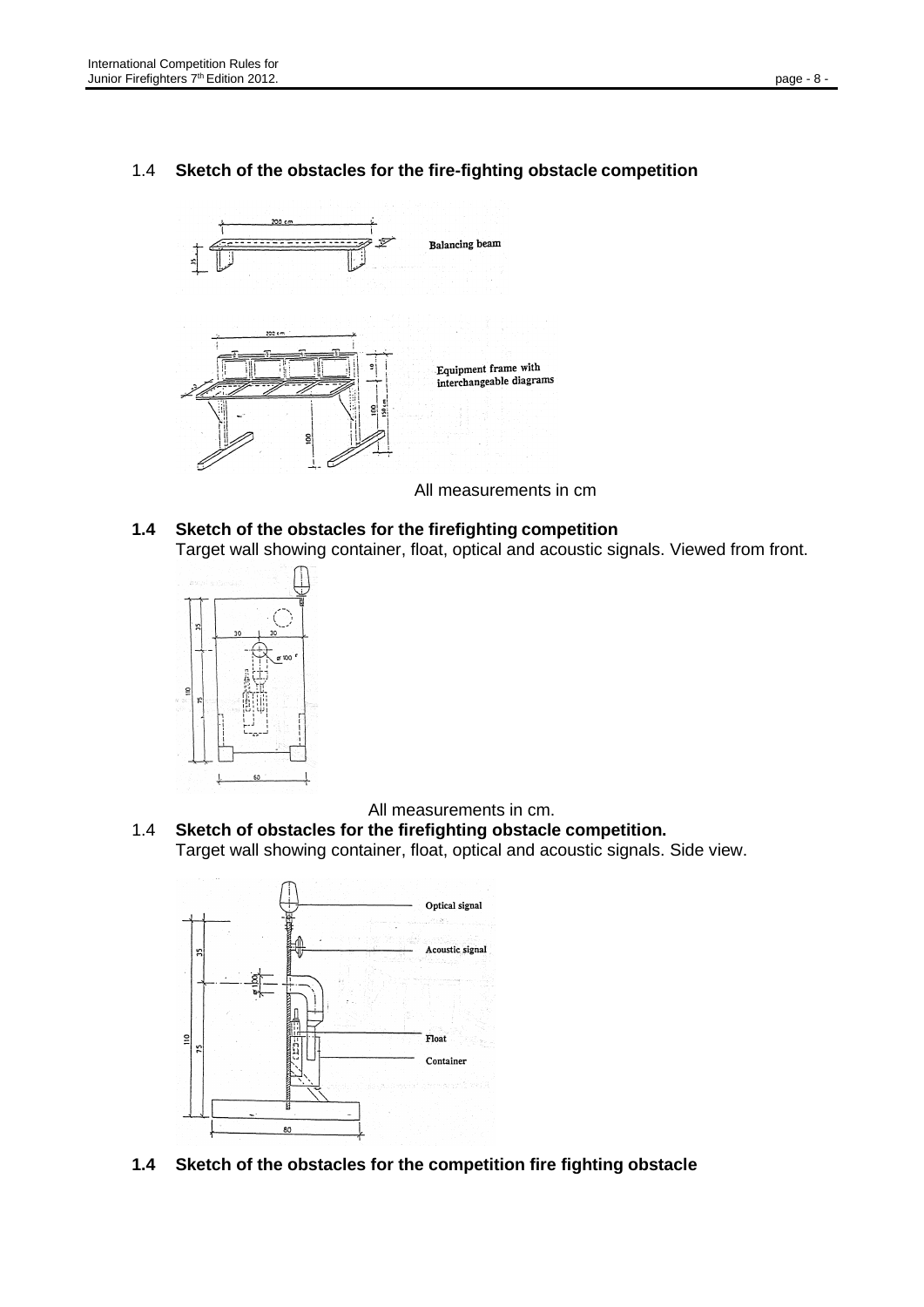## 1.4 Sketch of the obstacles for the fire-fighting obstacle competition

All measurements in cm

## 1.4 Sketch of the obstacles for the firefighting competition

Target wall showing container, float, optical and acoustic signals. Viewed from front.

All measurements in cm.

## 1.4 Sketch of obstacles for the firefighting obstacle competition.

Target wall showing container, float, optical and acoustic signals. Side view.

## 1.4 Sketch of the obstacles for the competition fire fighting obstacle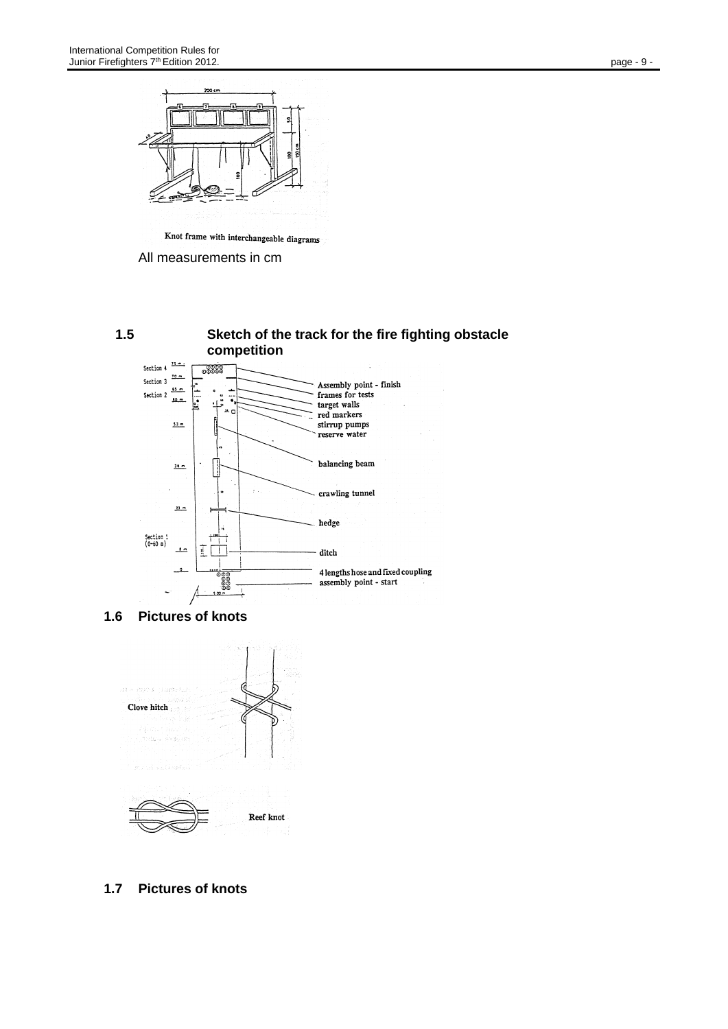Knot frame with interchangeable diagrams

All measurements in cm

### 1.5 Sketch of the track for the fire fighting obstacle competition

### 1.6 Pictures of knots

Clove hitch

Reef knot

### 1.7 Pictures of knots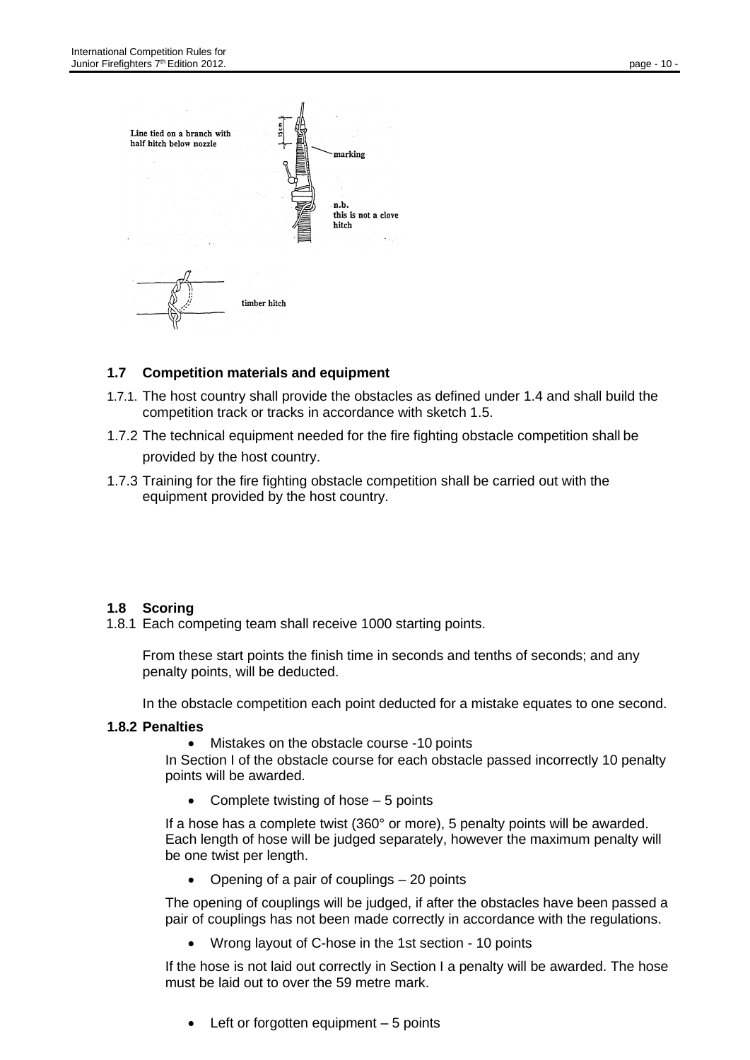Line tied on a branch with half hitch below nozzle

15 cm

marking

n.b.
this is not a clove hitch

timber hitch

## 1.7 Competition materials and equipment

1.7.1. The host country shall provide the obstacles as defined under 1.4 and shall build the competition track or tracks in accordance with sketch 1.5.

1.7.2 The technical equipment needed for the fire fighting obstacle competition shall be provided by the host country.

1.7.3 Training for the fire fighting obstacle competition shall be carried out with the equipment provided by the host country.

## 1.8 Scoring

1.8.1 Each competing team shall receive 1000 starting points.

From these start points the finish time in seconds and tenths of seconds; and any penalty points, will be deducted.

In the obstacle competition each point deducted for a mistake equates to one second.

### 1.8.2 Penalties

- Mistakes on the obstacle course -10 points

In Section I of the obstacle course for each obstacle passed incorrectly 10 penalty points will be awarded.

- Complete twisting of hose – 5 points

If a hose has a complete twist (360° or more), 5 penalty points will be awarded. Each length of hose will be judged separately, however the maximum penalty will be one twist per length.

- Opening of a pair of couplings – 20 points

The opening of couplings will be judged, if after the obstacles have been passed a pair of couplings has not been made correctly in accordance with the regulations.

- Wrong layout of C-hose in the 1st section - 10 points

If the hose is not laid out correctly in Section I a penalty will be awarded. The hose must be laid out to over the 59 metre mark.

- Left or forgotten equipment – 5 points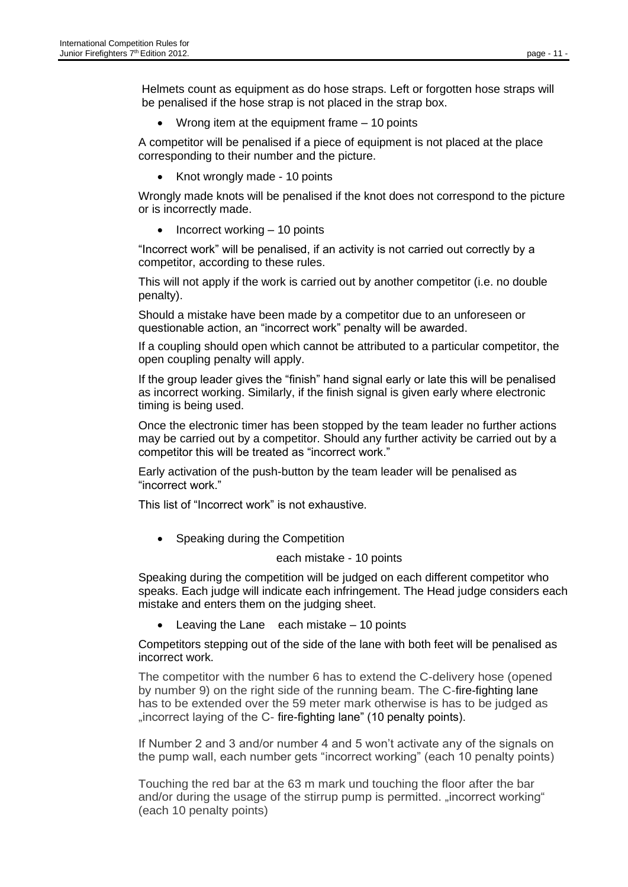Helmets count as equipment as do hose straps. Left or forgotten hose straps will be penalised if the hose strap is not placed in the strap box.

- Wrong item at the equipment frame – 10 points

A competitor will be penalised if a piece of equipment is not placed at the place corresponding to their number and the picture.

- Knot wrongly made - 10 points

Wrongly made knots will be penalised if the knot does not correspond to the picture or is incorrectly made.

- Incorrect working – 10 points

"Incorrect work" will be penalised, if an activity is not carried out correctly by a competitor, according to these rules.

This will not apply if the work is carried out by another competitor (i.e. no double penalty).

Should a mistake have been made by a competitor due to an unforeseen or questionable action, an "incorrect work" penalty will be awarded.

If a coupling should open which cannot be attributed to a particular competitor, the open coupling penalty will apply.

If the group leader gives the "finish" hand signal early or late this will be penalised as incorrect working. Similarly, if the finish signal is given early where electronic timing is being used.

Once the electronic timer has been stopped by the team leader no further actions may be carried out by a competitor. Should any further activity be carried out by a competitor this will be treated as "incorrect work."

Early activation of the push-button by the team leader will be penalised as "incorrect work."

This list of "Incorrect work" is not exhaustive.

- Speaking during the Competition

each mistake - 10 points

Speaking during the competition will be judged on each different competitor who speaks. Each judge will indicate each infringement. The Head judge considers each mistake and enters them on the judging sheet.

- Leaving the Lane each mistake – 10 points

Competitors stepping out of the side of the lane with both feet will be penalised as incorrect work.

The competitor with the number 6 has to extend the C-delivery hose (opened by number 9) on the right side of the running beam. The C-fire-fighting lane has to be extended over the 59 meter mark otherwise is has to be judged as „incorrect laying of the C- fire-fighting lane" (10 penalty points).

If Number 2 and 3 and/or number 4 and 5 won't activate any of the signals on the pump wall, each number gets "incorrect working" (each 10 penalty points)

Touching the red bar at the 63 m mark und touching the floor after the bar and/or during the usage of the stirrup pump is permitted. „incorrect working" (each 10 penalty points)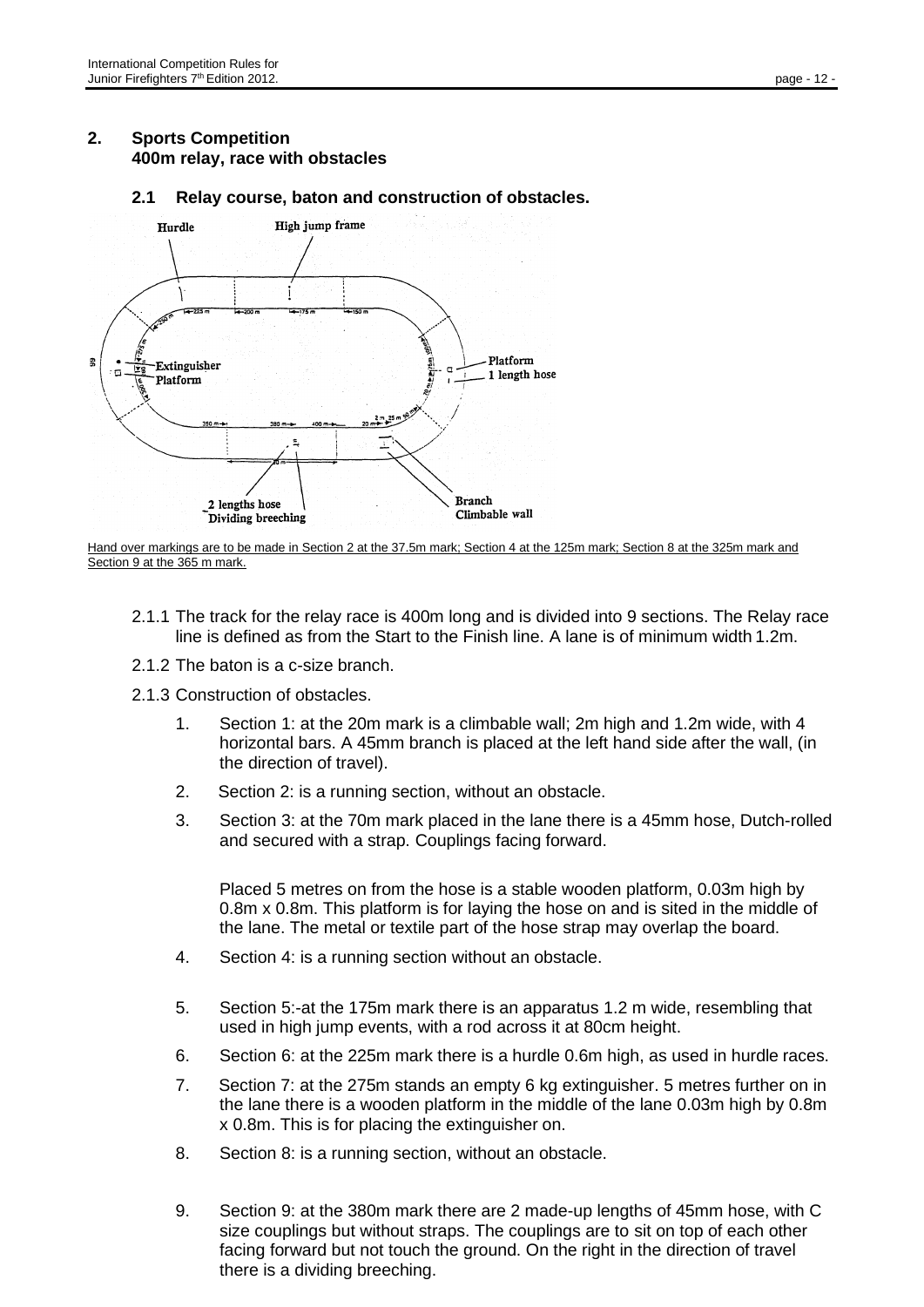## 2. Sports Competition
## 400m relay, race with obstacles

### 2.1 Relay course, baton and construction of obstacles.

Hand over markings are to be made in Section 2 at the 37.5m mark; Section 4 at the 125m mark; Section 8 at the 325m mark and Section 9 at the 365 m mark.

2.1.1 The track for the relay race is 400m long and is divided into 9 sections. The Relay race line is defined as from the Start to the Finish line. A lane is of minimum width 1.2m.

2.1.2 The baton is a c-size branch.

2.1.3 Construction of obstacles.

1. Section 1: at the 20m mark is a climbable wall; 2m high and 1.2m wide, with 4 horizontal bars. A 45mm branch is placed at the left hand side after the wall, (in the direction of travel).
2. Section 2: is a running section, without an obstacle.
3. Section 3: at the 70m mark placed in the lane there is a 45mm hose, Dutch-rolled and secured with a strap. Couplings facing forward.

   Placed 5 metres on from the hose is a stable wooden platform, 0.03m high by 0.8m x 0.8m. This platform is for laying the hose on and is sited in the middle of the lane. The metal or textile part of the hose strap may overlap the board.
4. Section 4: is a running section without an obstacle.
5. Section 5:-at the 175m mark there is an apparatus 1.2 m wide, resembling that used in high jump events, with a rod across it at 80cm height.
6. Section 6: at the 225m mark there is a hurdle 0.6m high, as used in hurdle races.
7. Section 7: at the 275m stands an empty 6 kg extinguisher. 5 metres further on in the lane there is a wooden platform in the middle of the lane 0.03m high by 0.8m x 0.8m. This is for placing the extinguisher on.
8. Section 8: is a running section, without an obstacle.
9. Section 9: at the 380m mark there are 2 made-up lengths of 45mm hose, with C size couplings but without straps. The couplings are to sit on top of each other facing forward but not touch the ground. On the right in the direction of travel there is a dividing breeching.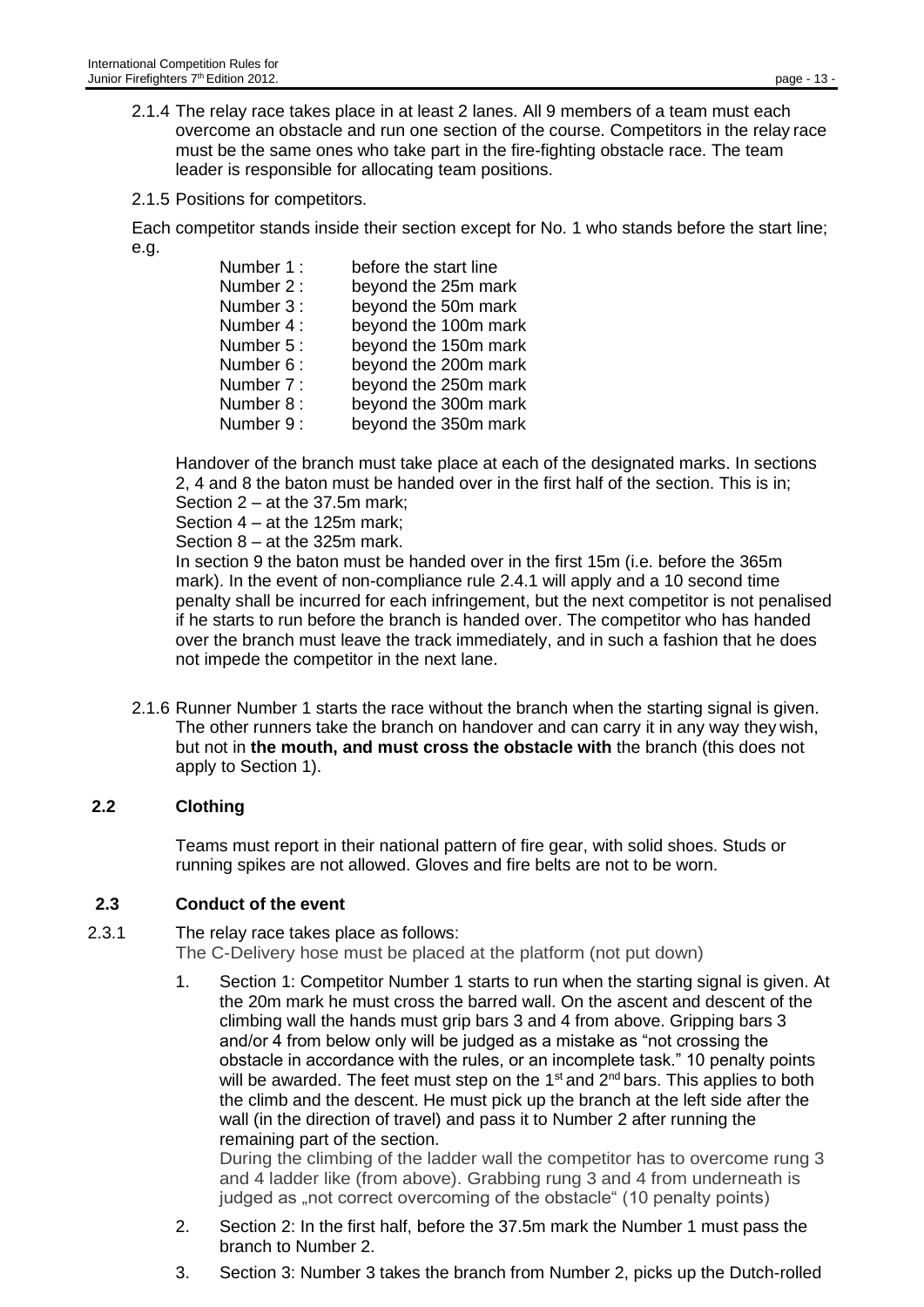2.1.4 The relay race takes place in at least 2 lanes. All 9 members of a team must each overcome an obstacle and run one section of the course. Competitors in the relay race must be the same ones who take part in the fire-fighting obstacle race. The team leader is responsible for allocating team positions.

2.1.5 Positions for competitors.

Each competitor stands inside their section except for No. 1 who stands before the start line; e.g.

| | |
|---|---|
| Number 1 : | before the start line |
| Number 2 : | beyond the 25m mark |
| Number 3 : | beyond the 50m mark |
| Number 4 : | beyond the 100m mark |
| Number 5 : | beyond the 150m mark |
| Number 6 : | beyond the 200m mark |
| Number 7 : | beyond the 250m mark |
| Number 8 : | beyond the 300m mark |
| Number 9 : | beyond the 350m mark |

Handover of the branch must take place at each of the designated marks. In sections 2, 4 and 8 the baton must be handed over in the first half of the section. This is in;
Section 2 – at the 37.5m mark;
Section 4 – at the 125m mark;
Section 8 – at the 325m mark.
In section 9 the baton must be handed over in the first 15m (i.e. before the 365m mark). In the event of non-compliance rule 2.4.1 will apply and a 10 second time penalty shall be incurred for each infringement, but the next competitor is not penalised if he starts to run before the branch is handed over. The competitor who has handed over the branch must leave the track immediately, and in such a fashion that he does not impede the competitor in the next lane.

2.1.6 Runner Number 1 starts the race without the branch when the starting signal is given. The other runners take the branch on handover and can carry it in any way they wish, but not in **the mouth, and must cross the obstacle with** the branch (this does not apply to Section 1).

## 2.2 Clothing

Teams must report in their national pattern of fire gear, with solid shoes. Studs or running spikes are not allowed. Gloves and fire belts are not to be worn.

## 2.3 Conduct of the event

2.3.1 The relay race takes place as follows:
The C-Delivery hose must be placed at the platform (not put down)

1. Section 1: Competitor Number 1 starts to run when the starting signal is given. At the 20m mark he must cross the barred wall. On the ascent and descent of the climbing wall the hands must grip bars 3 and 4 from above. Gripping bars 3 and/or 4 from below only will be judged as a mistake as "not crossing the obstacle in accordance with the rules, or an incomplete task." 10 penalty points will be awarded. The feet must step on the 1st and 2nd bars. This applies to both the climb and the descent. He must pick up the branch at the left side after the wall (in the direction of travel) and pass it to Number 2 after running the remaining part of the section.
During the climbing of the ladder wall the competitor has to overcome rung 3 and 4 ladder like (from above). Grabbing rung 3 and 4 from underneath is judged as „not correct overcoming of the obstacle" (10 penalty points)
2. Section 2: In the first half, before the 37.5m mark the Number 1 must pass the branch to Number 2.
3. Section 3: Number 3 takes the branch from Number 2, picks up the Dutch-rolled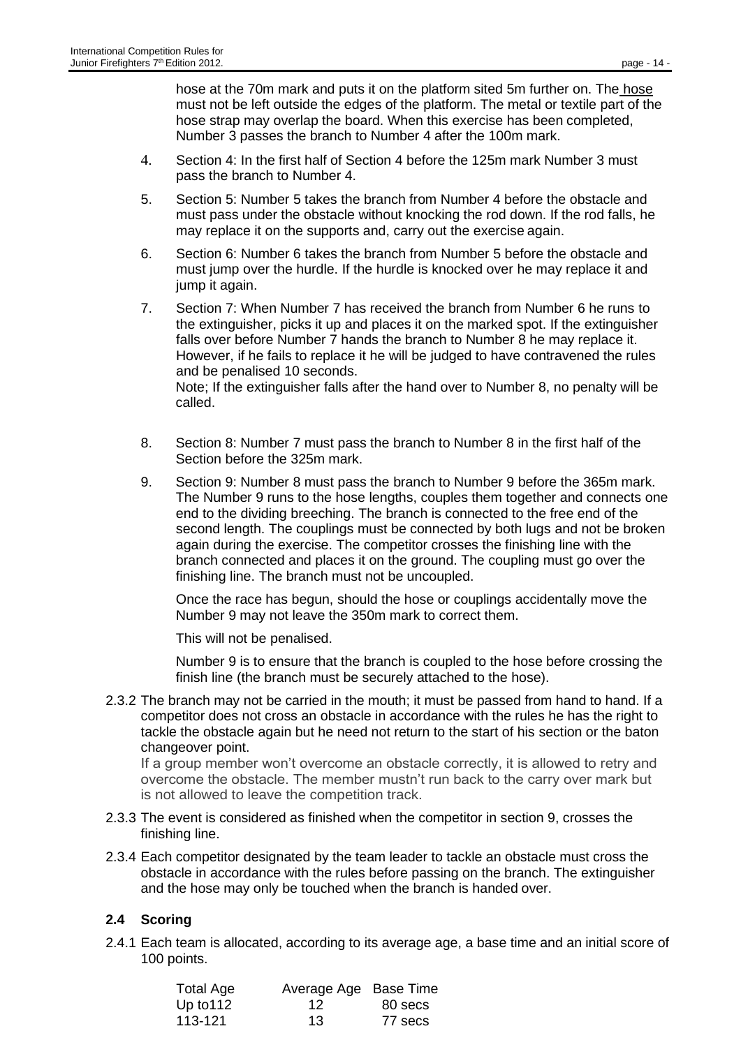hose at the 70m mark and puts it on the platform sited 5m further on. The hose must not be left outside the edges of the platform. The metal or textile part of the hose strap may overlap the board. When this exercise has been completed, Number 3 passes the branch to Number 4 after the 100m mark.

4. Section 4: In the first half of Section 4 before the 125m mark Number 3 must pass the branch to Number 4.

5. Section 5: Number 5 takes the branch from Number 4 before the obstacle and must pass under the obstacle without knocking the rod down. If the rod falls, he may replace it on the supports and, carry out the exercise again.

6. Section 6: Number 6 takes the branch from Number 5 before the obstacle and must jump over the hurdle. If the hurdle is knocked over he may replace it and jump it again.

7. Section 7: When Number 7 has received the branch from Number 6 he runs to the extinguisher, picks it up and places it on the marked spot. If the extinguisher falls over before Number 7 hands the branch to Number 8 he may replace it. However, if he fails to replace it he will be judged to have contravened the rules and be penalised 10 seconds.
   Note; If the extinguisher falls after the hand over to Number 8, no penalty will be called.

8. Section 8: Number 7 must pass the branch to Number 8 in the first half of the Section before the 325m mark.

9. Section 9: Number 8 must pass the branch to Number 9 before the 365m mark. The Number 9 runs to the hose lengths, couples them together and connects one end to the dividing breeching. The branch is connected to the free end of the second length. The couplings must be connected by both lugs and not be broken again during the exercise. The competitor crosses the finishing line with the branch connected and places it on the ground. The coupling must go over the finishing line. The branch must not be uncoupled.

   Once the race has begun, should the hose or couplings accidentally move the Number 9 may not leave the 350m mark to correct them.

   This will not be penalised.

   Number 9 is to ensure that the branch is coupled to the hose before crossing the finish line (the branch must be securely attached to the hose).

2.3.2 The branch may not be carried in the mouth; it must be passed from hand to hand. If a competitor does not cross an obstacle in accordance with the rules he has the right to tackle the obstacle again but he need not return to the start of his section or the baton changeover point.
If a group member won't overcome an obstacle correctly, it is allowed to retry and overcome the obstacle. The member mustn't run back to the carry over mark but is not allowed to leave the competition track.

2.3.3 The event is considered as finished when the competitor in section 9, crosses the finishing line.

2.3.4 Each competitor designated by the team leader to tackle an obstacle must cross the obstacle in accordance with the rules before passing on the branch. The extinguisher and the hose may only be touched when the branch is handed over.

## 2.4 Scoring

2.4.1 Each team is allocated, according to its average age, a base time and an initial score of 100 points.

| Total Age | Average Age | Base Time |
|---|---|---|
| Up to112 | 12 | 80 secs |
| 113-121 | 13 | 77 secs |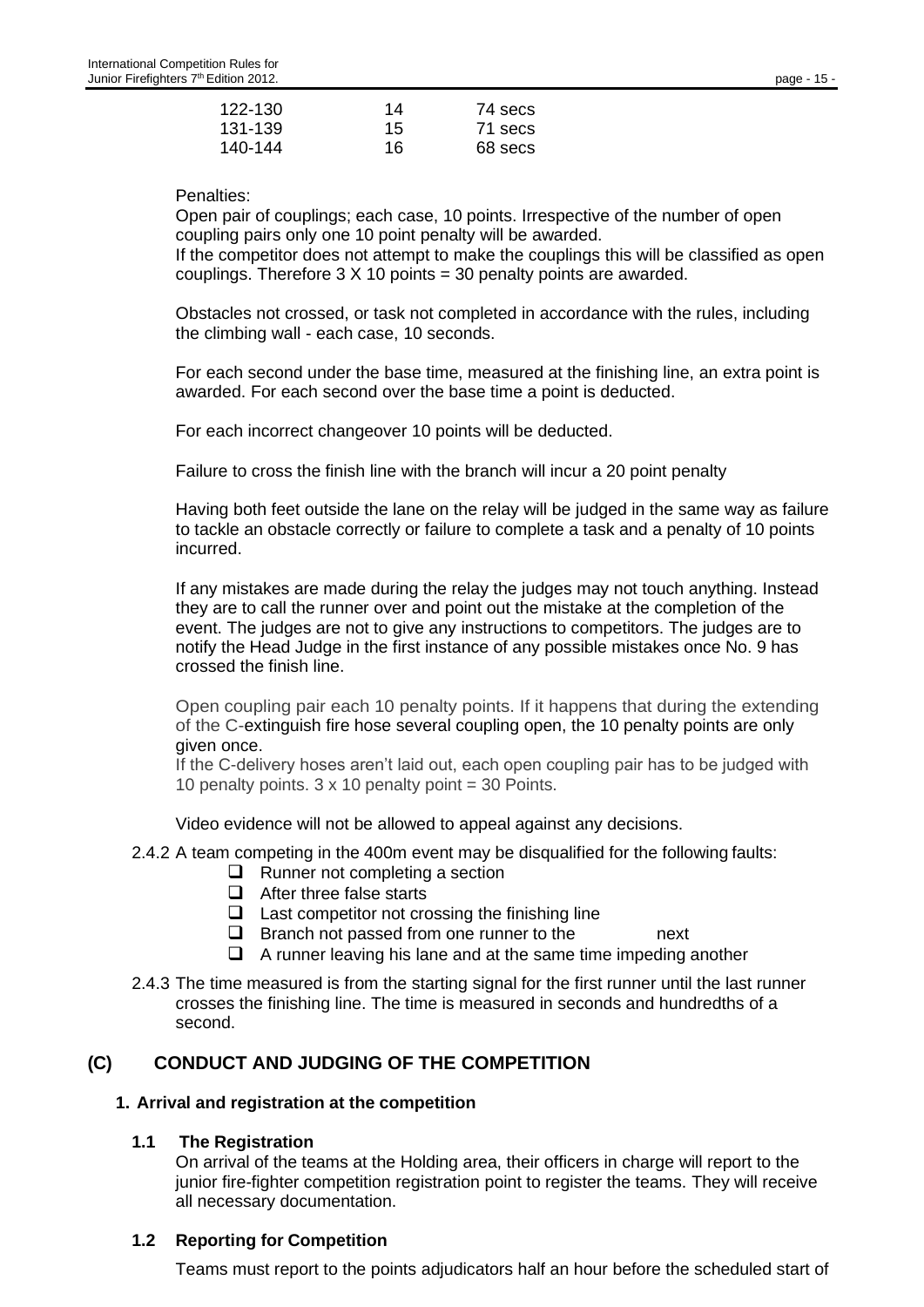| | | |
|---|---|---|
| 122-130 | 14 | 74 secs |
| 131-139 | 15 | 71 secs |
| 140-144 | 16 | 68 secs |

Penalties:

Open pair of couplings; each case, 10 points. Irrespective of the number of open coupling pairs only one 10 point penalty will be awarded.
If the competitor does not attempt to make the couplings this will be classified as open couplings. Therefore 3 X 10 points = 30 penalty points are awarded.

Obstacles not crossed, or task not completed in accordance with the rules, including the climbing wall - each case, 10 seconds.

For each second under the base time, measured at the finishing line, an extra point is awarded. For each second over the base time a point is deducted.

For each incorrect changeover 10 points will be deducted.

Failure to cross the finish line with the branch will incur a 20 point penalty

Having both feet outside the lane on the relay will be judged in the same way as failure to tackle an obstacle correctly or failure to complete a task and a penalty of 10 points incurred.

If any mistakes are made during the relay the judges may not touch anything. Instead they are to call the runner over and point out the mistake at the completion of the event. The judges are not to give any instructions to competitors. The judges are to notify the Head Judge in the first instance of any possible mistakes once No. 9 has crossed the finish line.

Open coupling pair each 10 penalty points. If it happens that during the extending of the C-extinguish fire hose several coupling open, the 10 penalty points are only given once.
If the C-delivery hoses aren't laid out, each open coupling pair has to be judged with 10 penalty points. 3 x 10 penalty point = 30 Points.

Video evidence will not be allowed to appeal against any decisions.

2.4.2 A team competing in the 400m event may be disqualified for the following faults:

- Runner not completing a section
- After three false starts
- Last competitor not crossing the finishing line
- Branch not passed from one runner to the next
- A runner leaving his lane and at the same time impeding another

2.4.3 The time measured is from the starting signal for the first runner until the last runner crosses the finishing line. The time is measured in seconds and hundredths of a second.

## (C) CONDUCT AND JUDGING OF THE COMPETITION

### 1. Arrival and registration at the competition

#### 1.1 The Registration

On arrival of the teams at the Holding area, their officers in charge will report to the junior fire-fighter competition registration point to register the teams. They will receive all necessary documentation.

#### 1.2 Reporting for Competition

Teams must report to the points adjudicators half an hour before the scheduled start of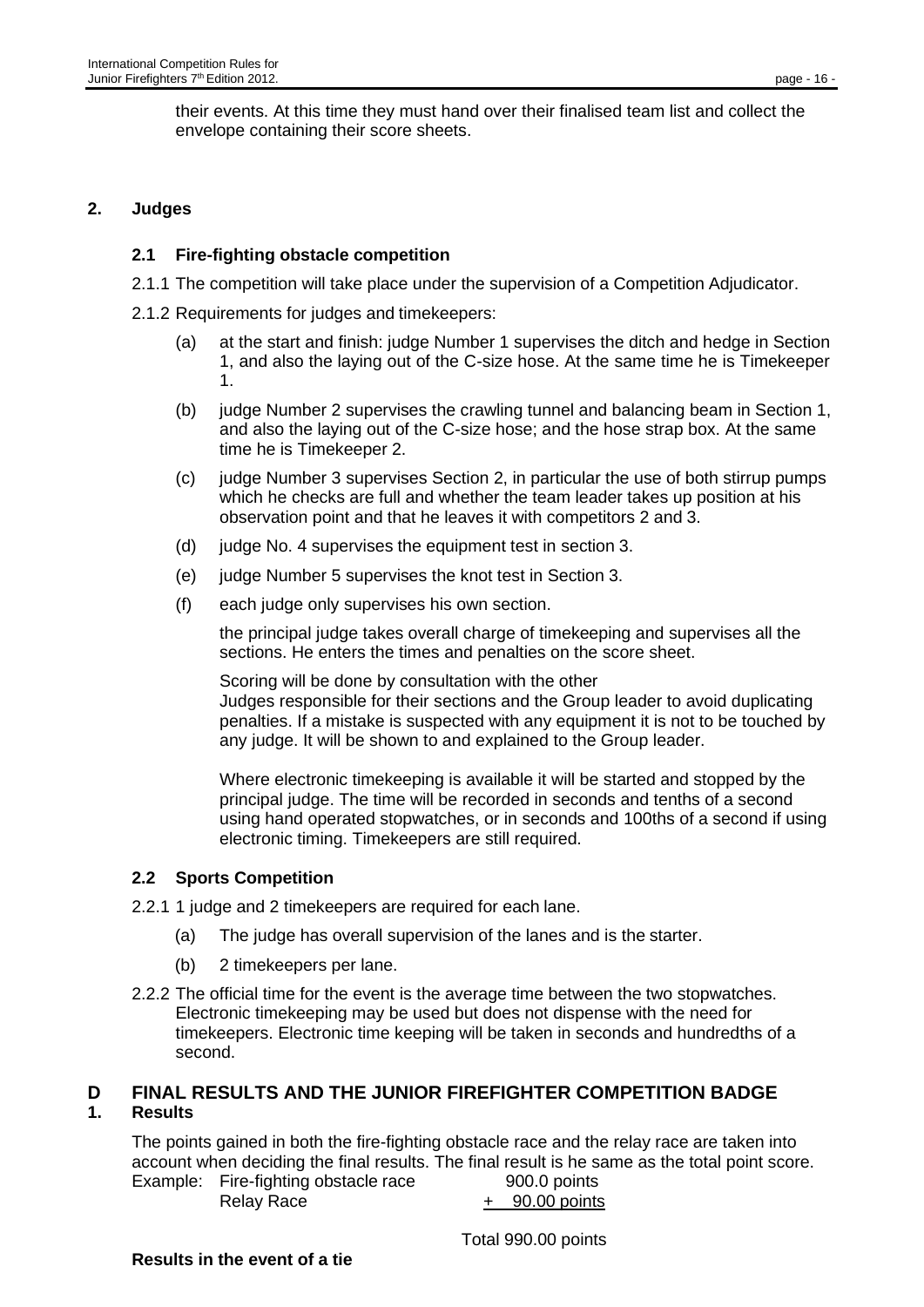their events. At this time they must hand over their finalised team list and collect the envelope containing their score sheets.

## 2. Judges

### 2.1 Fire-fighting obstacle competition

2.1.1 The competition will take place under the supervision of a Competition Adjudicator.

2.1.2 Requirements for judges and timekeepers:

(a) at the start and finish: judge Number 1 supervises the ditch and hedge in Section 1, and also the laying out of the C-size hose. At the same time he is Timekeeper 1.

(b) judge Number 2 supervises the crawling tunnel and balancing beam in Section 1, and also the laying out of the C-size hose; and the hose strap box. At the same time he is Timekeeper 2.

(c) judge Number 3 supervises Section 2, in particular the use of both stirrup pumps which he checks are full and whether the team leader takes up position at his observation point and that he leaves it with competitors 2 and 3.

(d) judge No. 4 supervises the equipment test in section 3.

(e) judge Number 5 supervises the knot test in Section 3.

(f) each judge only supervises his own section.

the principal judge takes overall charge of timekeeping and supervises all the sections. He enters the times and penalties on the score sheet.

Scoring will be done by consultation with the other
Judges responsible for their sections and the Group leader to avoid duplicating penalties. If a mistake is suspected with any equipment it is not to be touched by any judge. It will be shown to and explained to the Group leader.

Where electronic timekeeping is available it will be started and stopped by the principal judge. The time will be recorded in seconds and tenths of a second using hand operated stopwatches, or in seconds and 100ths of a second if using electronic timing. Timekeepers are still required.

### 2.2 Sports Competition

2.2.1 1 judge and 2 timekeepers are required for each lane.

(a) The judge has overall supervision of the lanes and is the starter.

(b) 2 timekeepers per lane.

2.2.2 The official time for the event is the average time between the two stopwatches. Electronic timekeeping may be used but does not dispense with the need for timekeepers. Electronic time keeping will be taken in seconds and hundredths of a second.

# D FINAL RESULTS AND THE JUNIOR FIREFIGHTER COMPETITION BADGE

## 1. Results

The points gained in both the fire-fighting obstacle race and the relay race are taken into account when deciding the final results. The final result is he same as the total point score.

| Example: | Fire-fighting obstacle race | 900.0 points |
|---|---|---|
| | Relay Race | + 90.00 points |
| | | Total 990.00 points |

**Results in the event of a tie**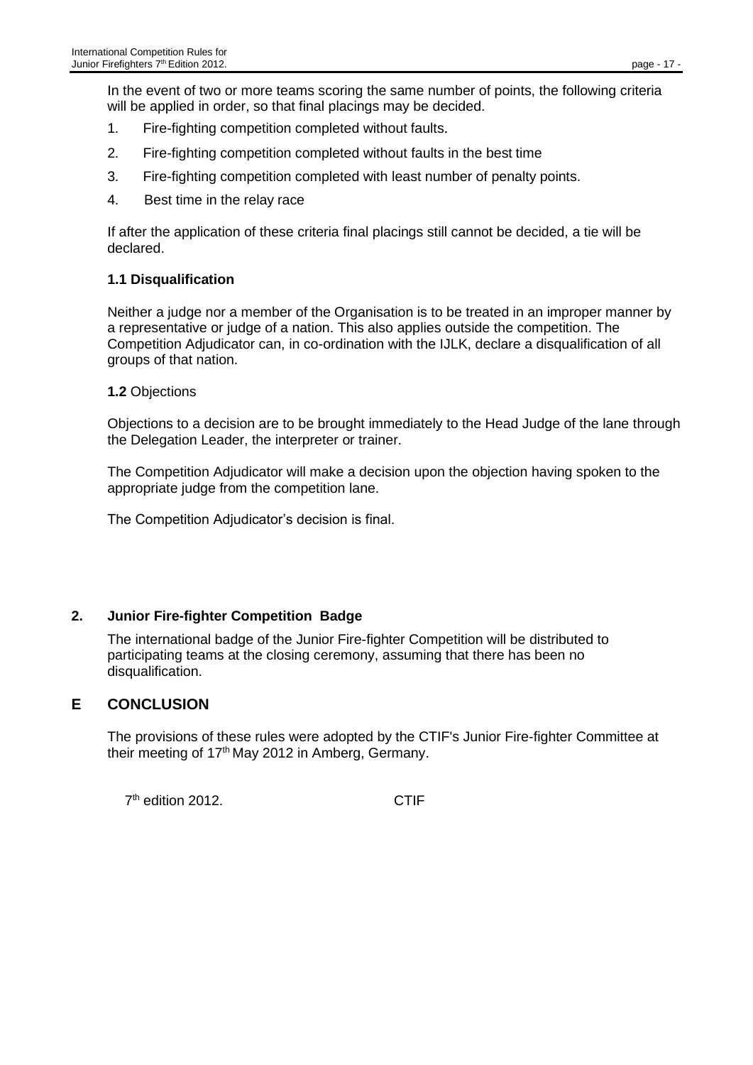In the event of two or more teams scoring the same number of points, the following criteria will be applied in order, so that final placings may be decided.

1. Fire-fighting competition completed without faults.
2. Fire-fighting competition completed without faults in the best time
3. Fire-fighting competition completed with least number of penalty points.
4. Best time in the relay race

If after the application of these criteria final placings still cannot be decided, a tie will be declared.

### 1.1 Disqualification

Neither a judge nor a member of the Organisation is to be treated in an improper manner by a representative or judge of a nation. This also applies outside the competition. The Competition Adjudicator can, in co-ordination with the IJLK, declare a disqualification of all groups of that nation.

### **1.2** Objections

Objections to a decision are to be brought immediately to the Head Judge of the lane through the Delegation Leader, the interpreter or trainer.

The Competition Adjudicator will make a decision upon the objection having spoken to the appropriate judge from the competition lane.

The Competition Adjudicator's decision is final.

## 2. Junior Fire-fighter Competition Badge

The international badge of the Junior Fire-fighter Competition will be distributed to participating teams at the closing ceremony, assuming that there has been no disqualification.

# E CONCLUSION

The provisions of these rules were adopted by the CTIF's Junior Fire-fighter Committee at their meeting of 17th May 2012 in Amberg, Germany.

7th edition 2012. CTIF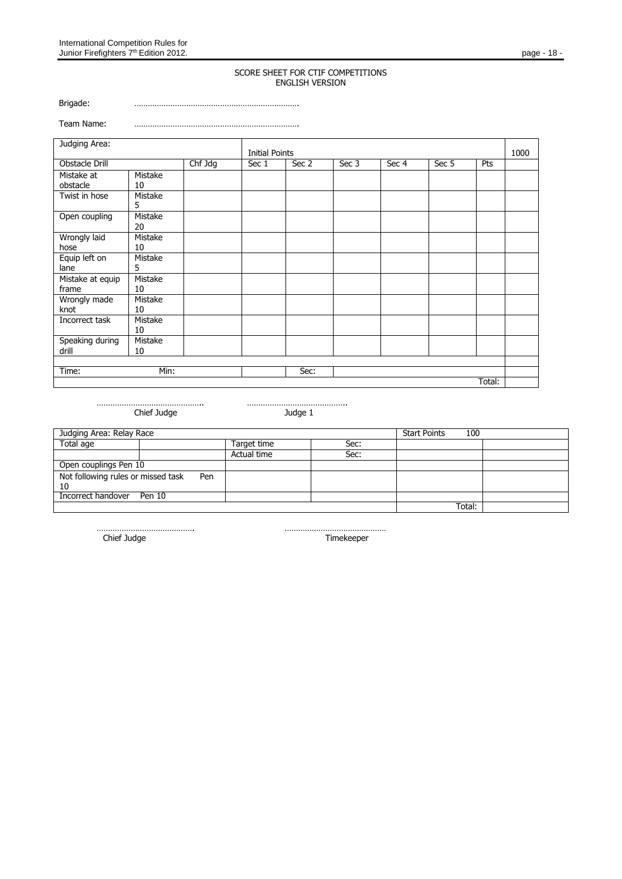SCORE SHEET FOR CTIF COMPETITIONS
ENGLISH VERSION

Brigade: …………………………………………………………….

Team Name: …………………………………………………………….

| Judging Area: | | | Initial Points | | | | | | 1000 |
|---|---|---|---|---|---|---|---|---|---|
| Obstacle Drill | | Chf Jdg | Sec 1 | Sec 2 | Sec 3 | Sec 4 | Sec 5 | Pts | |
| Mistake at obstacle | Mistake 10 | | | | | | | | |
| Twist in hose | Mistake 5 | | | | | | | | |
| Open coupling | Mistake 20 | | | | | | | | |
| Wrongly laid hose | Mistake 10 | | | | | | | | |
| Equip left on lane | Mistake 5 | | | | | | | | |
| Mistake at equip frame | Mistake 10 | | | | | | | | |
| Wrongly made knot | Mistake 10 | | | | | | | | |
| Incorrect task | Mistake 10 | | | | | | | | |
| Speaking during drill | Mistake 10 | | | | | | | | |
| | | | | | | | | | |
| Time: | Min: | | | Sec: | | | | | |
| | | | | | | | | Total: | |

……………………………………….. Chief Judge

…………………………………….. Judge 1

| Judging Area: Relay Race | | | | Start Points 100 | |
|---|---|---|---|---|---|
| Total age | | Target time | Sec: | | |
| | | Actual time | Sec: | | |
| Open couplings Pen 10 | | | | | |
| Not following rules or missed task Pen 10 | | | | | |
| Incorrect handover Pen 10 | | | | | |
| | | | | Total: | |

……………………………………. Chief Judge

……………………………………… Timekeeper